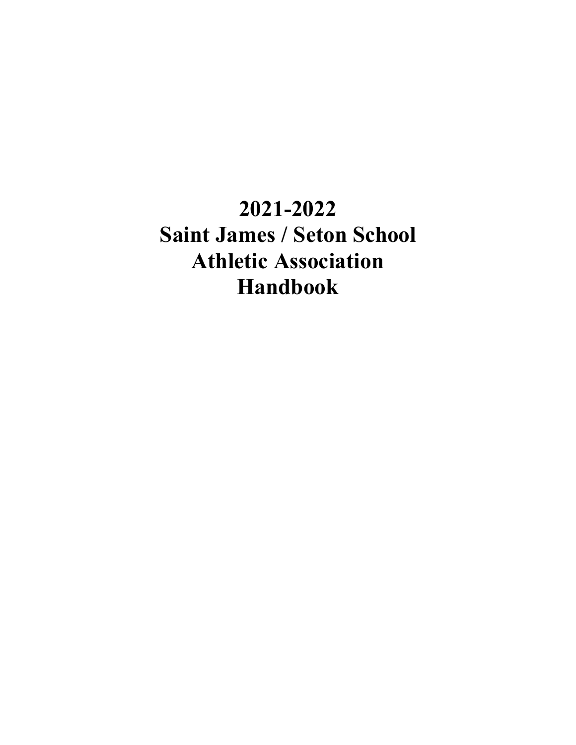# 2021-2022
# Saint James / Seton School
# Athletic Association
# Handbook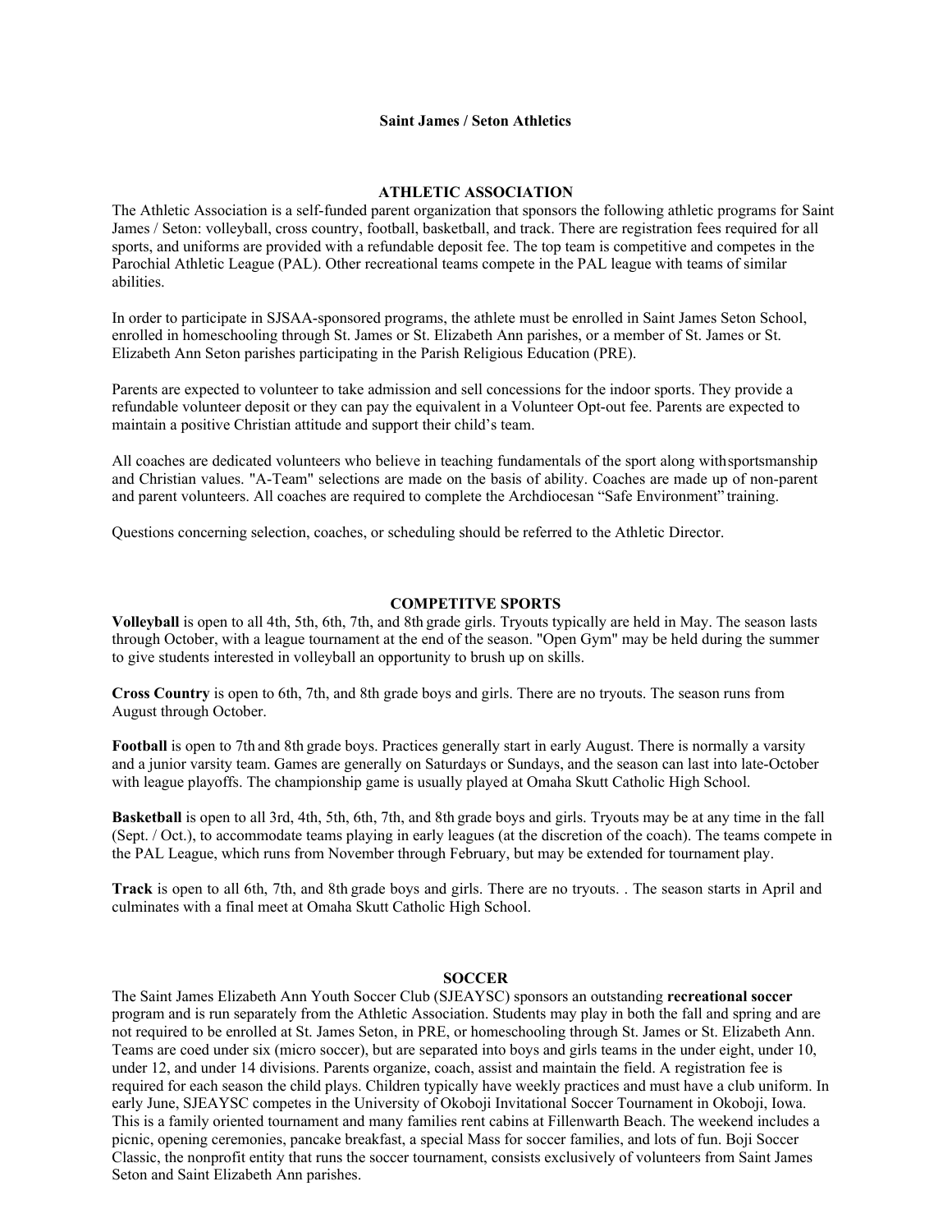# Saint James / Seton Athletics

## ATHLETIC ASSOCIATION

The Athletic Association is a self-funded parent organization that sponsors the following athletic programs for Saint James / Seton: volleyball, cross country, football, basketball, and track. There are registration fees required for all sports, and uniforms are provided with a refundable deposit fee. The top team is competitive and competes in the Parochial Athletic League (PAL). Other recreational teams compete in the PAL league with teams of similar abilities.

In order to participate in SJSAA-sponsored programs, the athlete must be enrolled in Saint James Seton School, enrolled in homeschooling through St. James or St. Elizabeth Ann parishes, or a member of St. James or St. Elizabeth Ann Seton parishes participating in the Parish Religious Education (PRE).

Parents are expected to volunteer to take admission and sell concessions for the indoor sports. They provide a refundable volunteer deposit or they can pay the equivalent in a Volunteer Opt-out fee. Parents are expected to maintain a positive Christian attitude and support their child's team.

All coaches are dedicated volunteers who believe in teaching fundamentals of the sport along with sportsmanship and Christian values. "A-Team" selections are made on the basis of ability. Coaches are made up of non-parent and parent volunteers. All coaches are required to complete the Archdiocesan "Safe Environment" training.

Questions concerning selection, coaches, or scheduling should be referred to the Athletic Director.

## COMPETITVE SPORTS

**Volleyball** is open to all 4th, 5th, 6th, 7th, and 8th grade girls. Tryouts typically are held in May. The season lasts through October, with a league tournament at the end of the season. "Open Gym" may be held during the summer to give students interested in volleyball an opportunity to brush up on skills.

**Cross Country** is open to 6th, 7th, and 8th grade boys and girls. There are no tryouts. The season runs from August through October.

**Football** is open to 7th and 8th grade boys. Practices generally start in early August. There is normally a varsity and a junior varsity team. Games are generally on Saturdays or Sundays, and the season can last into late-October with league playoffs. The championship game is usually played at Omaha Skutt Catholic High School.

**Basketball** is open to all 3rd, 4th, 5th, 6th, 7th, and 8th grade boys and girls. Tryouts may be at any time in the fall (Sept. / Oct.), to accommodate teams playing in early leagues (at the discretion of the coach). The teams compete in the PAL League, which runs from November through February, but may be extended for tournament play.

**Track** is open to all 6th, 7th, and 8th grade boys and girls. There are no tryouts. . The season starts in April and culminates with a final meet at Omaha Skutt Catholic High School.

## SOCCER

The Saint James Elizabeth Ann Youth Soccer Club (SJEAYSC) sponsors an outstanding **recreational soccer** program and is run separately from the Athletic Association. Students may play in both the fall and spring and are not required to be enrolled at St. James Seton, in PRE, or homeschooling through St. James or St. Elizabeth Ann. Teams are coed under six (micro soccer), but are separated into boys and girls teams in the under eight, under 10, under 12, and under 14 divisions. Parents organize, coach, assist and maintain the field. A registration fee is required for each season the child plays. Children typically have weekly practices and must have a club uniform. In early June, SJEAYSC competes in the University of Okoboji Invitational Soccer Tournament in Okoboji, Iowa. This is a family oriented tournament and many families rent cabins at Fillenwarth Beach. The weekend includes a picnic, opening ceremonies, pancake breakfast, a special Mass for soccer families, and lots of fun. Boji Soccer Classic, the nonprofit entity that runs the soccer tournament, consists exclusively of volunteers from Saint James Seton and Saint Elizabeth Ann parishes.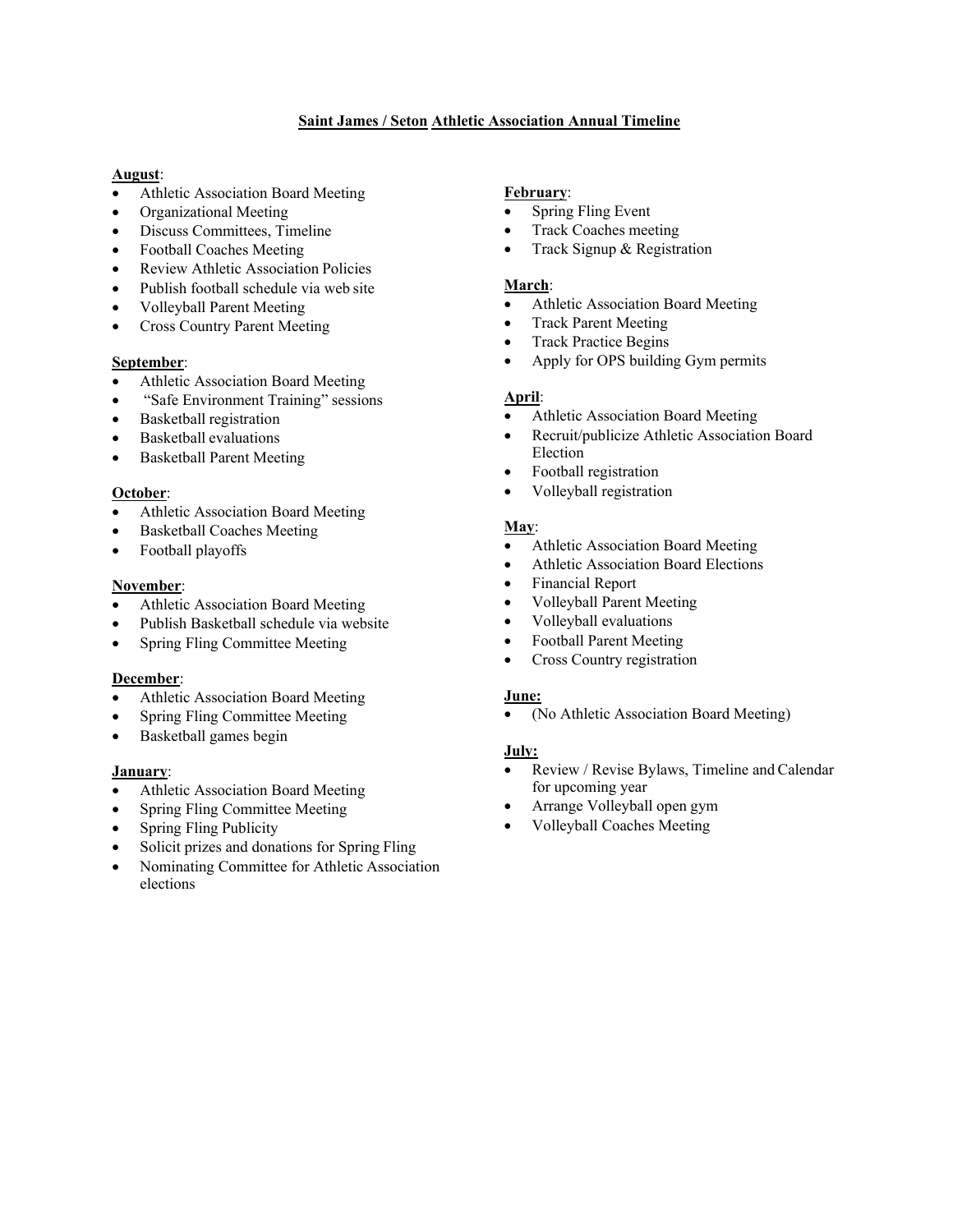# Saint James / Seton Athletic Association Annual Timeline

**August**:
- Athletic Association Board Meeting
- Organizational Meeting
- Discuss Committees, Timeline
- Football Coaches Meeting
- Review Athletic Association Policies
- Publish football schedule via web site
- Volleyball Parent Meeting
- Cross Country Parent Meeting

**September**:
- Athletic Association Board Meeting
- "Safe Environment Training" sessions
- Basketball registration
- Basketball evaluations
- Basketball Parent Meeting

**October**:
- Athletic Association Board Meeting
- Basketball Coaches Meeting
- Football playoffs

**November**:
- Athletic Association Board Meeting
- Publish Basketball schedule via website
- Spring Fling Committee Meeting

**December**:
- Athletic Association Board Meeting
- Spring Fling Committee Meeting
- Basketball games begin

**January**:
- Athletic Association Board Meeting
- Spring Fling Committee Meeting
- Spring Fling Publicity
- Solicit prizes and donations for Spring Fling
- Nominating Committee for Athletic Association elections

**February**:
- Spring Fling Event
- Track Coaches meeting
- Track Signup & Registration

**March**:
- Athletic Association Board Meeting
- Track Parent Meeting
- Track Practice Begins
- Apply for OPS building Gym permits

**April**:
- Athletic Association Board Meeting
- Recruit/publicize Athletic Association Board Election
- Football registration
- Volleyball registration

**May**:
- Athletic Association Board Meeting
- Athletic Association Board Elections
- Financial Report
- Volleyball Parent Meeting
- Volleyball evaluations
- Football Parent Meeting
- Cross Country registration

**June:**
- (No Athletic Association Board Meeting)

**July:**
- Review / Revise Bylaws, Timeline and Calendar for upcoming year
- Arrange Volleyball open gym
- Volleyball Coaches Meeting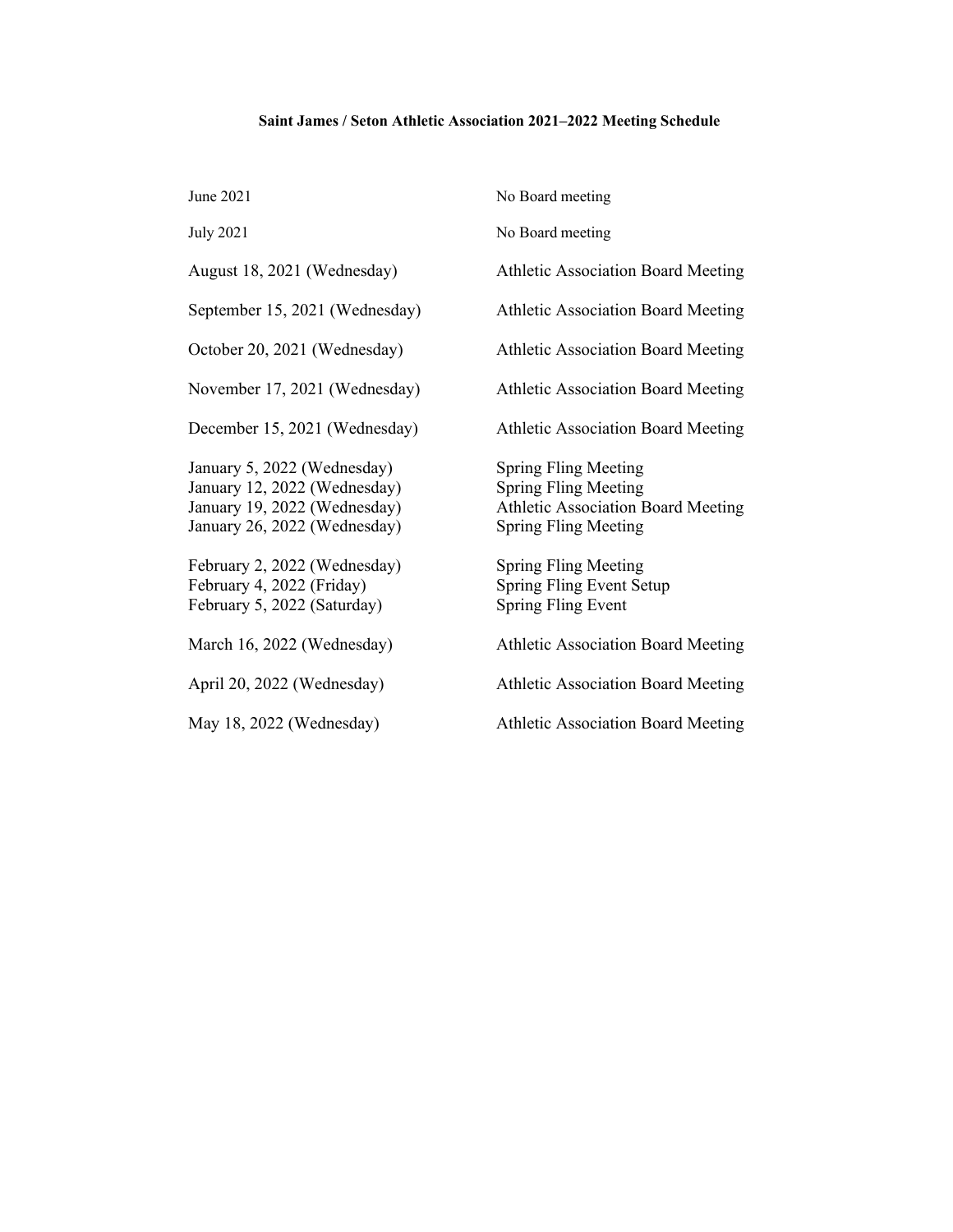**Saint James / Seton Athletic Association 2021–2022 Meeting Schedule**

| | |
|---|---|
| June 2021 | No Board meeting |
| July 2021 | No Board meeting |
| August 18, 2021 (Wednesday) | Athletic Association Board Meeting |
| September 15, 2021 (Wednesday) | Athletic Association Board Meeting |
| October 20, 2021 (Wednesday) | Athletic Association Board Meeting |
| November 17, 2021 (Wednesday) | Athletic Association Board Meeting |
| December 15, 2021 (Wednesday) | Athletic Association Board Meeting |
| January 5, 2022 (Wednesday) | Spring Fling Meeting |
| January 12, 2022 (Wednesday) | Spring Fling Meeting |
| January 19, 2022 (Wednesday) | Athletic Association Board Meeting |
| January 26, 2022 (Wednesday) | Spring Fling Meeting |
| February 2, 2022 (Wednesday) | Spring Fling Meeting |
| February 4, 2022 (Friday) | Spring Fling Event Setup |
| February 5, 2022 (Saturday) | Spring Fling Event |
| March 16, 2022 (Wednesday) | Athletic Association Board Meeting |
| April 20, 2022 (Wednesday) | Athletic Association Board Meeting |
| May 18, 2022 (Wednesday) | Athletic Association Board Meeting |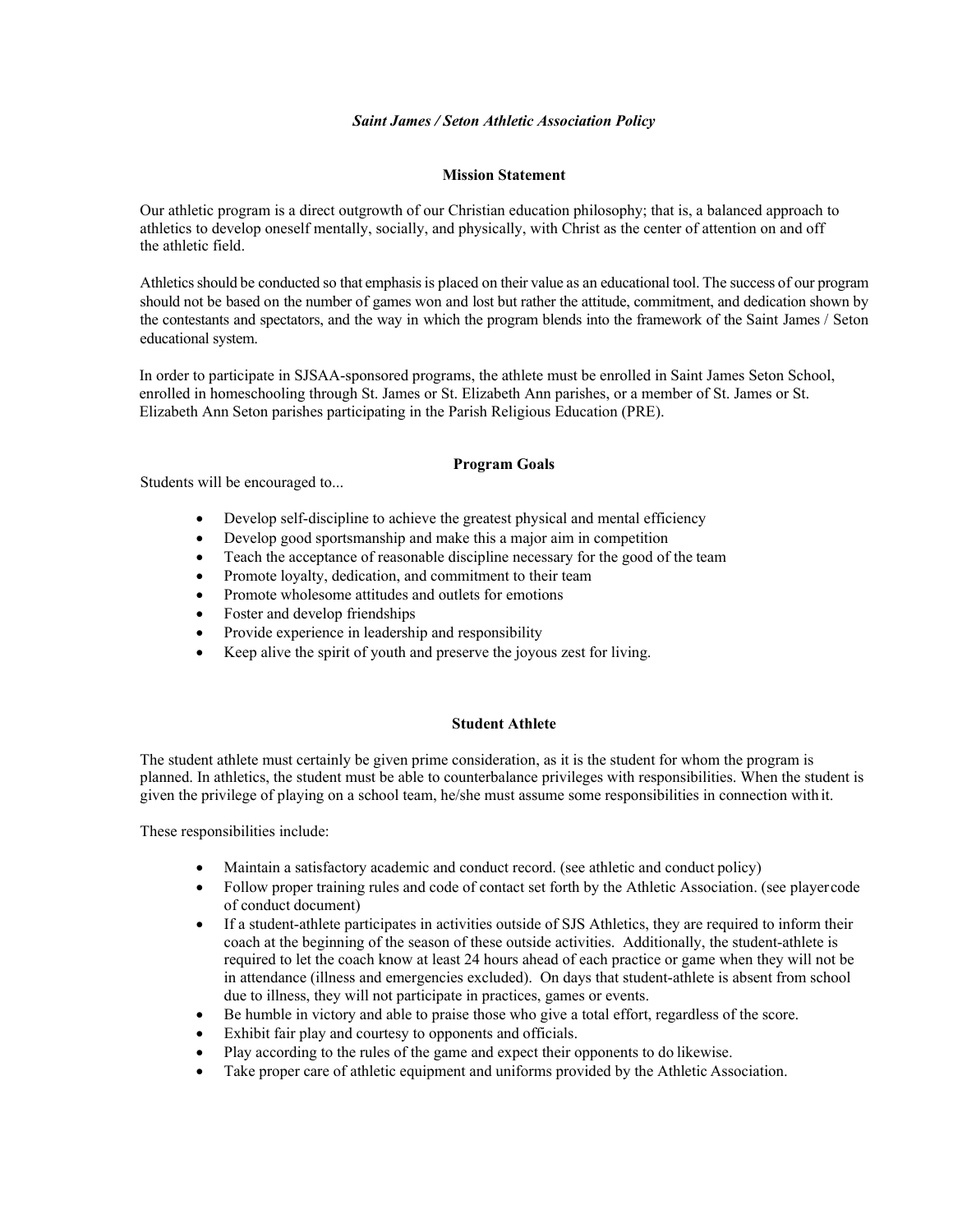*Saint James / Seton Athletic Association Policy*

## Mission Statement

Our athletic program is a direct outgrowth of our Christian education philosophy; that is, a balanced approach to athletics to develop oneself mentally, socially, and physically, with Christ as the center of attention on and off the athletic field.

Athletics should be conducted so that emphasis is placed on their value as an educational tool. The success of our program should not be based on the number of games won and lost but rather the attitude, commitment, and dedication shown by the contestants and spectators, and the way in which the program blends into the framework of the Saint James / Seton educational system.

In order to participate in SJSAA-sponsored programs, the athlete must be enrolled in Saint James Seton School, enrolled in homeschooling through St. James or St. Elizabeth Ann parishes, or a member of St. James or St. Elizabeth Ann Seton parishes participating in the Parish Religious Education (PRE).

## Program Goals

Students will be encouraged to...

- Develop self-discipline to achieve the greatest physical and mental efficiency
- Develop good sportsmanship and make this a major aim in competition
- Teach the acceptance of reasonable discipline necessary for the good of the team
- Promote loyalty, dedication, and commitment to their team
- Promote wholesome attitudes and outlets for emotions
- Foster and develop friendships
- Provide experience in leadership and responsibility
- Keep alive the spirit of youth and preserve the joyous zest for living.

## Student Athlete

The student athlete must certainly be given prime consideration, as it is the student for whom the program is planned. In athletics, the student must be able to counterbalance privileges with responsibilities. When the student is given the privilege of playing on a school team, he/she must assume some responsibilities in connection with it.

These responsibilities include:

- Maintain a satisfactory academic and conduct record. (see athletic and conduct policy)
- Follow proper training rules and code of contact set forth by the Athletic Association. (see player code of conduct document)
- If a student-athlete participates in activities outside of SJS Athletics, they are required to inform their coach at the beginning of the season of these outside activities. Additionally, the student-athlete is required to let the coach know at least 24 hours ahead of each practice or game when they will not be in attendance (illness and emergencies excluded). On days that student-athlete is absent from school due to illness, they will not participate in practices, games or events.
- Be humble in victory and able to praise those who give a total effort, regardless of the score.
- Exhibit fair play and courtesy to opponents and officials.
- Play according to the rules of the game and expect their opponents to do likewise.
- Take proper care of athletic equipment and uniforms provided by the Athletic Association.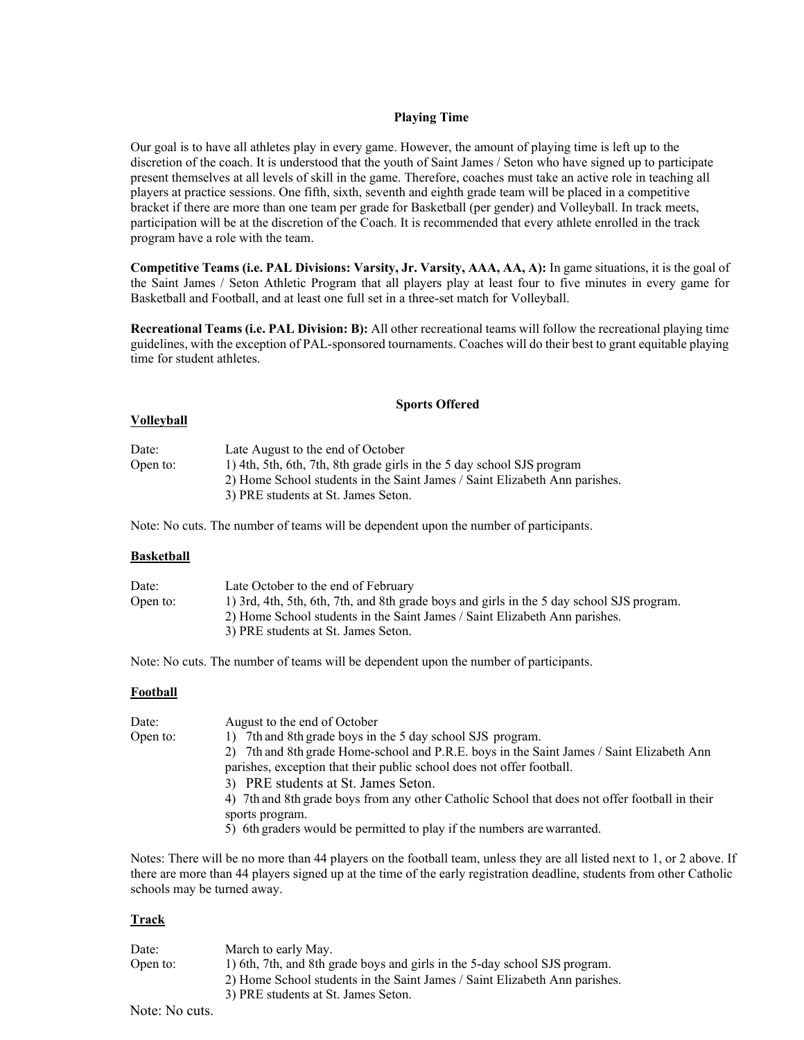## Playing Time

Our goal is to have all athletes play in every game. However, the amount of playing time is left up to the discretion of the coach. It is understood that the youth of Saint James / Seton who have signed up to participate present themselves at all levels of skill in the game. Therefore, coaches must take an active role in teaching all players at practice sessions. One fifth, sixth, seventh and eighth grade team will be placed in a competitive bracket if there are more than one team per grade for Basketball (per gender) and Volleyball. In track meets, participation will be at the discretion of the Coach. It is recommended that every athlete enrolled in the track program have a role with the team.

**Competitive Teams (i.e. PAL Divisions: Varsity, Jr. Varsity, AAA, AA, A):** In game situations, it is the goal of the Saint James / Seton Athletic Program that all players play at least four to five minutes in every game for Basketball and Football, and at least one full set in a three-set match for Volleyball.

**Recreational Teams (i.e. PAL Division: B):** All other recreational teams will follow the recreational playing time guidelines, with the exception of PAL-sponsored tournaments. Coaches will do their best to grant equitable playing time for student athletes.

## Sports Offered

### Volleyball

Date: Late August to the end of October

Open to:
1) 4th, 5th, 6th, 7th, 8th grade girls in the 5 day school SJS program
2) Home School students in the Saint James / Saint Elizabeth Ann parishes.
3) PRE students at St. James Seton.

Note: No cuts. The number of teams will be dependent upon the number of participants.

### Basketball

Date: Late October to the end of February

Open to:
1) 3rd, 4th, 5th, 6th, 7th, and 8th grade boys and girls in the 5 day school SJS program.
2) Home School students in the Saint James / Saint Elizabeth Ann parishes.
3) PRE students at St. James Seton.

Note: No cuts. The number of teams will be dependent upon the number of participants.

### Football

Date: August to the end of October

Open to:
1) 7th and 8th grade boys in the 5 day school SJS program.
2) 7th and 8th grade Home-school and P.R.E. boys in the Saint James / Saint Elizabeth Ann parishes, exception that their public school does not offer football.
3) PRE students at St. James Seton.
4) 7th and 8th grade boys from any other Catholic School that does not offer football in their sports program.
5) 6th graders would be permitted to play if the numbers are warranted.

Notes: There will be no more than 44 players on the football team, unless they are all listed next to 1, or 2 above. If there are more than 44 players signed up at the time of the early registration deadline, students from other Catholic schools may be turned away.

### Track

Date: March to early May.

Open to:
1) 6th, 7th, and 8th grade boys and girls in the 5-day school SJS program.
2) Home School students in the Saint James / Saint Elizabeth Ann parishes.
3) PRE students at St. James Seton.

Note: No cuts.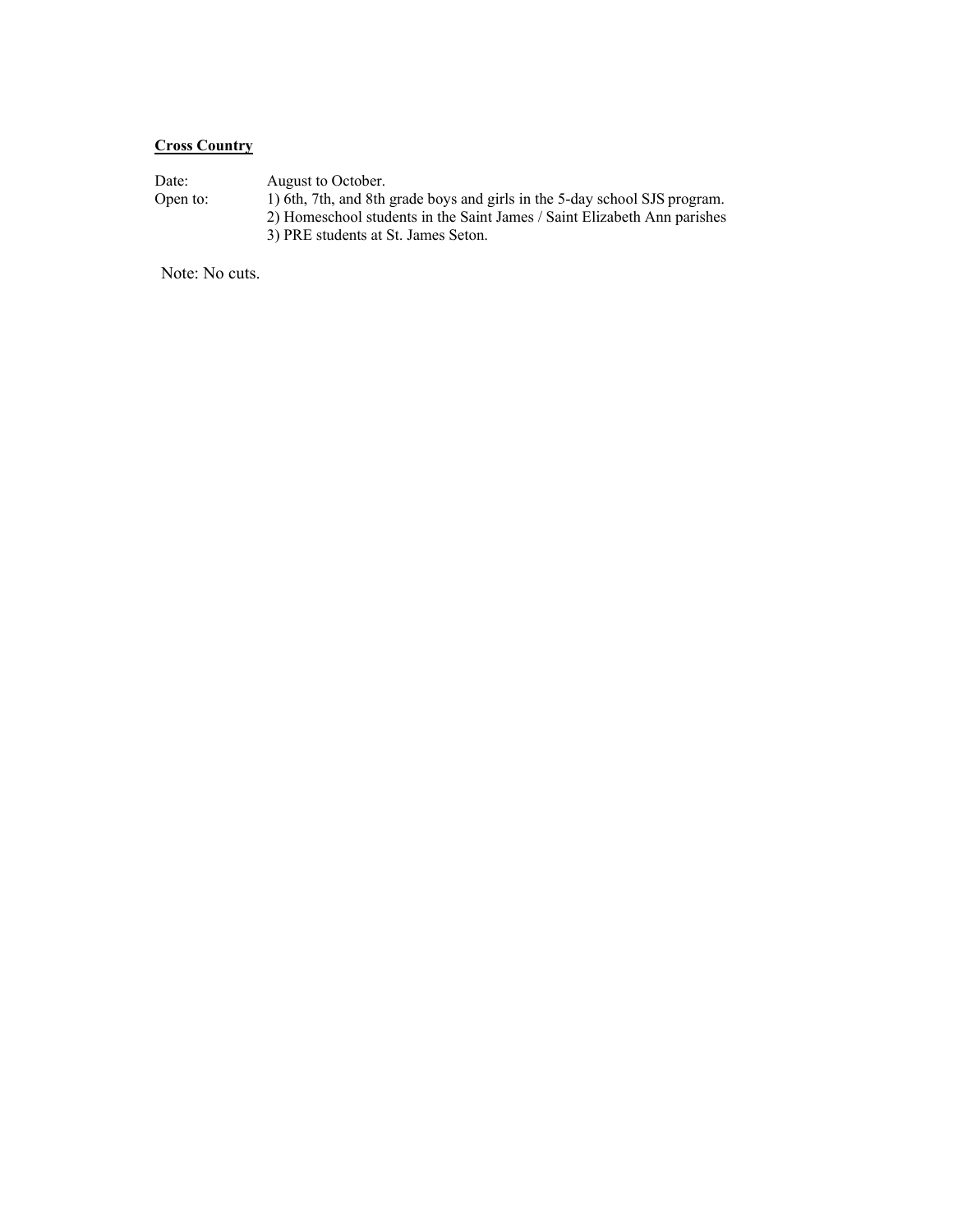**<u>Cross Country</u>**

Date: August to October.

Open to:
1) 6th, 7th, and 8th grade boys and girls in the 5-day school SJS program.
2) Homeschool students in the Saint James / Saint Elizabeth Ann parishes
3) PRE students at St. James Seton.

Note: No cuts.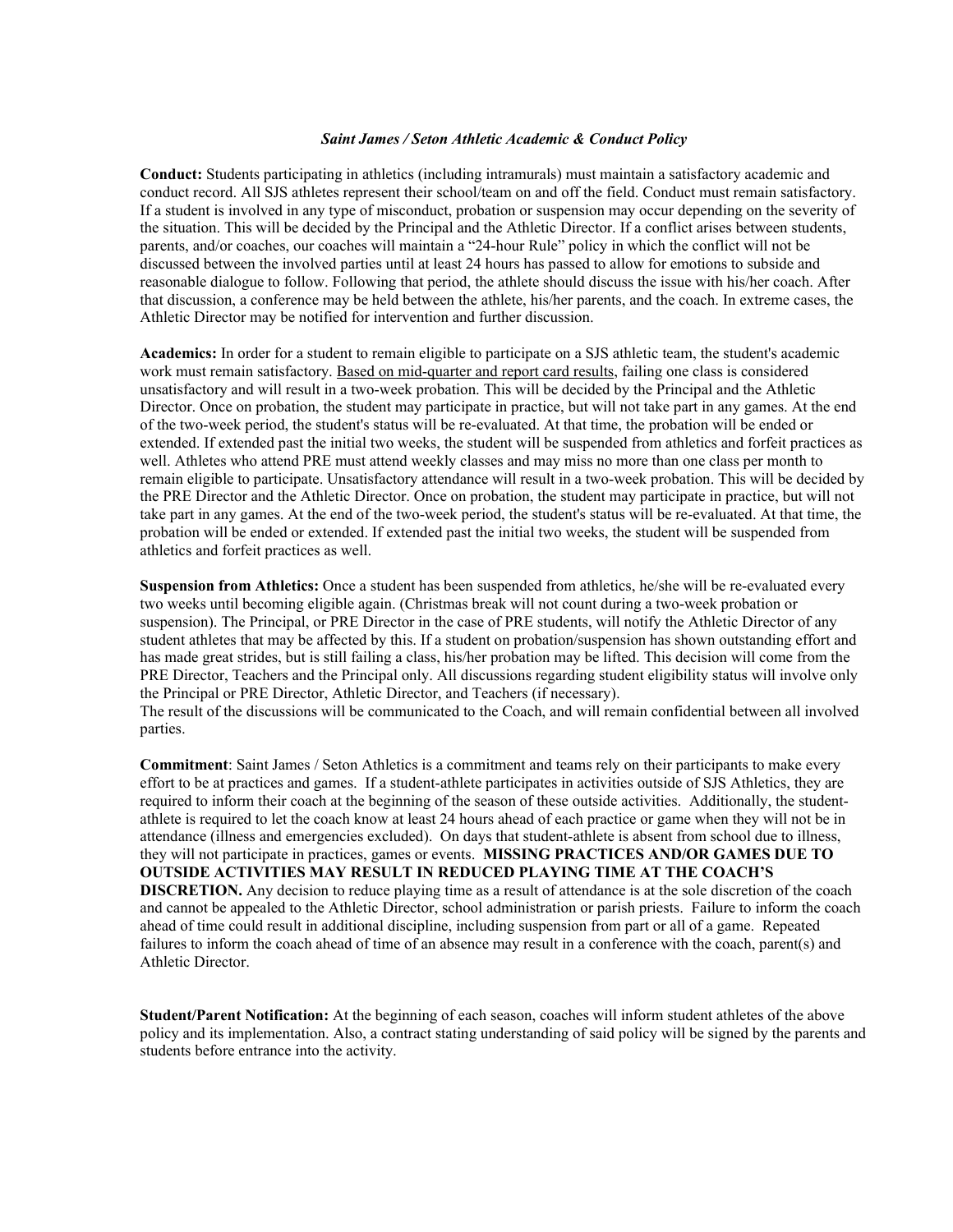### *Saint James / Seton Athletic Academic & Conduct Policy*

**Conduct:** Students participating in athletics (including intramurals) must maintain a satisfactory academic and conduct record. All SJS athletes represent their school/team on and off the field. Conduct must remain satisfactory. If a student is involved in any type of misconduct, probation or suspension may occur depending on the severity of the situation. This will be decided by the Principal and the Athletic Director. If a conflict arises between students, parents, and/or coaches, our coaches will maintain a "24-hour Rule" policy in which the conflict will not be discussed between the involved parties until at least 24 hours has passed to allow for emotions to subside and reasonable dialogue to follow. Following that period, the athlete should discuss the issue with his/her coach. After that discussion, a conference may be held between the athlete, his/her parents, and the coach. In extreme cases, the Athletic Director may be notified for intervention and further discussion.

**Academics:** In order for a student to remain eligible to participate on a SJS athletic team, the student's academic work must remain satisfactory. <u>Based on mid-quarter and report card results</u>, failing one class is considered unsatisfactory and will result in a two-week probation. This will be decided by the Principal and the Athletic Director. Once on probation, the student may participate in practice, but will not take part in any games. At the end of the two-week period, the student's status will be re-evaluated. At that time, the probation will be ended or extended. If extended past the initial two weeks, the student will be suspended from athletics and forfeit practices as well. Athletes who attend PRE must attend weekly classes and may miss no more than one class per month to remain eligible to participate. Unsatisfactory attendance will result in a two-week probation. This will be decided by the PRE Director and the Athletic Director. Once on probation, the student may participate in practice, but will not take part in any games. At the end of the two-week period, the student's status will be re-evaluated. At that time, the probation will be ended or extended. If extended past the initial two weeks, the student will be suspended from athletics and forfeit practices as well.

**Suspension from Athletics:** Once a student has been suspended from athletics, he/she will be re-evaluated every two weeks until becoming eligible again. (Christmas break will not count during a two-week probation or suspension). The Principal, or PRE Director in the case of PRE students, will notify the Athletic Director of any student athletes that may be affected by this. If a student on probation/suspension has shown outstanding effort and has made great strides, but is still failing a class, his/her probation may be lifted. This decision will come from the PRE Director, Teachers and the Principal only. All discussions regarding student eligibility status will involve only the Principal or PRE Director, Athletic Director, and Teachers (if necessary).
The result of the discussions will be communicated to the Coach, and will remain confidential between all involved parties.

**Commitment**: Saint James / Seton Athletics is a commitment and teams rely on their participants to make every effort to be at practices and games. If a student-athlete participates in activities outside of SJS Athletics, they are required to inform their coach at the beginning of the season of these outside activities. Additionally, the student-athlete is required to let the coach know at least 24 hours ahead of each practice or game when they will not be in attendance (illness and emergencies excluded). On days that student-athlete is absent from school due to illness, they will not participate in practices, games or events. **MISSING PRACTICES AND/OR GAMES DUE TO OUTSIDE ACTIVITIES MAY RESULT IN REDUCED PLAYING TIME AT THE COACH'S DISCRETION.** Any decision to reduce playing time as a result of attendance is at the sole discretion of the coach and cannot be appealed to the Athletic Director, school administration or parish priests. Failure to inform the coach ahead of time could result in additional discipline, including suspension from part or all of a game. Repeated failures to inform the coach ahead of time of an absence may result in a conference with the coach, parent(s) and Athletic Director.

**Student/Parent Notification:** At the beginning of each season, coaches will inform student athletes of the above policy and its implementation. Also, a contract stating understanding of said policy will be signed by the parents and students before entrance into the activity.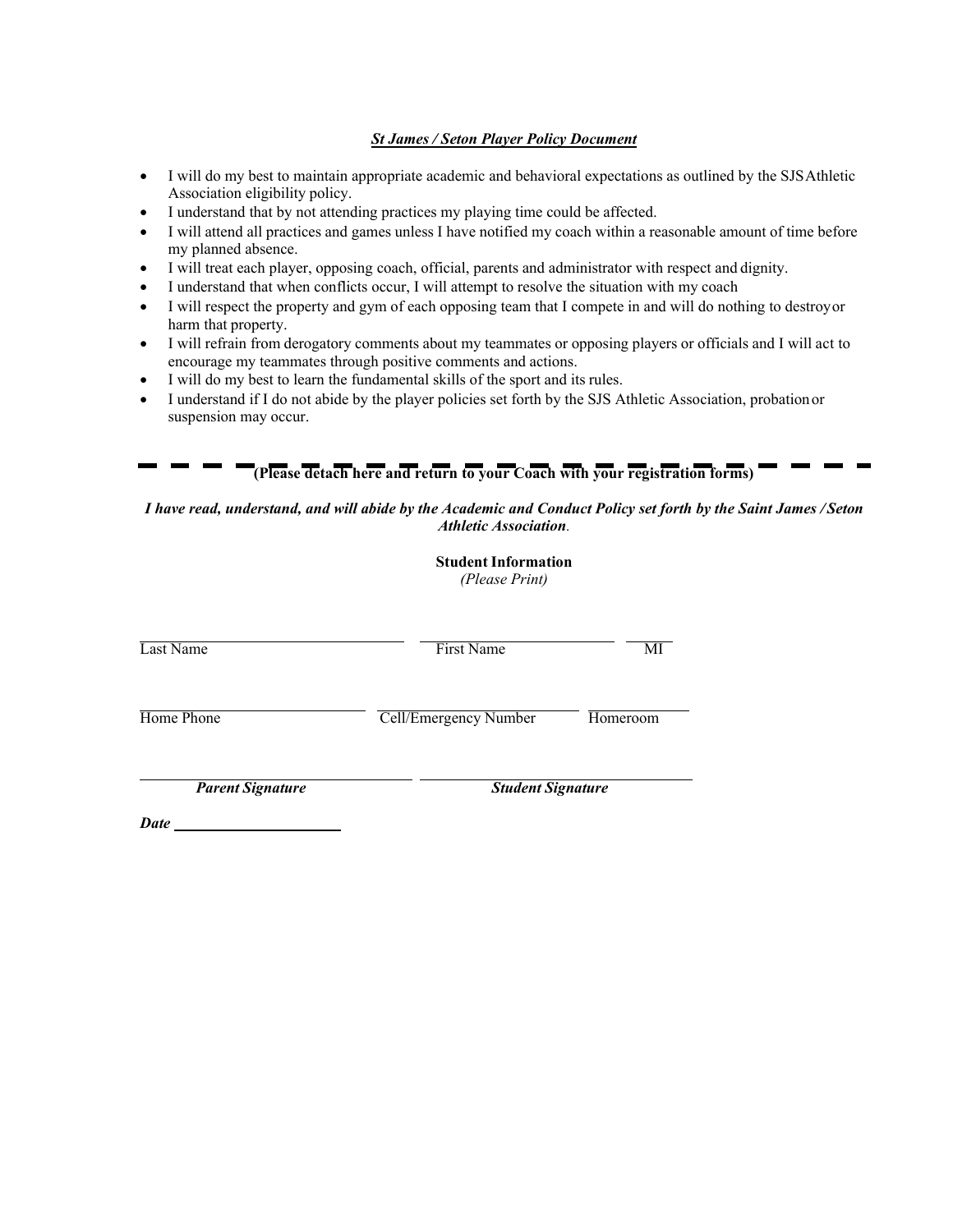***St James / Seton Player Policy Document***

- I will do my best to maintain appropriate academic and behavioral expectations as outlined by the SJS Athletic Association eligibility policy.
- I understand that by not attending practices my playing time could be affected.
- I will attend all practices and games unless I have notified my coach within a reasonable amount of time before my planned absence.
- I will treat each player, opposing coach, official, parents and administrator with respect and dignity.
- I understand that when conflicts occur, I will attempt to resolve the situation with my coach
- I will respect the property and gym of each opposing team that I compete in and will do nothing to destroy or harm that property.
- I will refrain from derogatory comments about my teammates or opposing players or officials and I will act to encourage my teammates through positive comments and actions.
- I will do my best to learn the fundamental skills of the sport and its rules.
- I understand if I do not abide by the player policies set forth by the SJS Athletic Association, probation or suspension may occur.

**(Please detach here and return to your Coach with your registration forms)**

***I have read, understand, and will abide by the Academic and Conduct Policy set forth by the Saint James / Seton Athletic Association.***

**Student Information**
*(Please Print)*

\_\_\_\_\_\_\_\_\_\_\_\_\_\_\_\_\_\_\_\_\_\_\_\_ \_\_\_\_\_\_\_\_\_\_\_\_\_\_\_\_\_\_\_\_ \_\_\_\_
Last Name First Name MI

\_\_\_\_\_\_\_\_\_\_\_\_\_\_\_\_\_\_\_\_ \_\_\_\_\_\_\_\_\_\_\_\_\_\_\_\_\_\_\_\_ \_\_\_\_\_\_\_\_\_\_
Home Phone Cell/Emergency Number Homeroom

\_\_\_\_\_\_\_\_\_\_\_\_\_\_\_\_\_\_\_\_\_\_\_\_ \_\_\_\_\_\_\_\_\_\_\_\_\_\_\_\_\_\_\_\_\_\_\_\_
***Parent Signature*** ***Student Signature***

***Date*** \_\_\_\_\_\_\_\_\_\_\_\_\_\_\_\_\_\_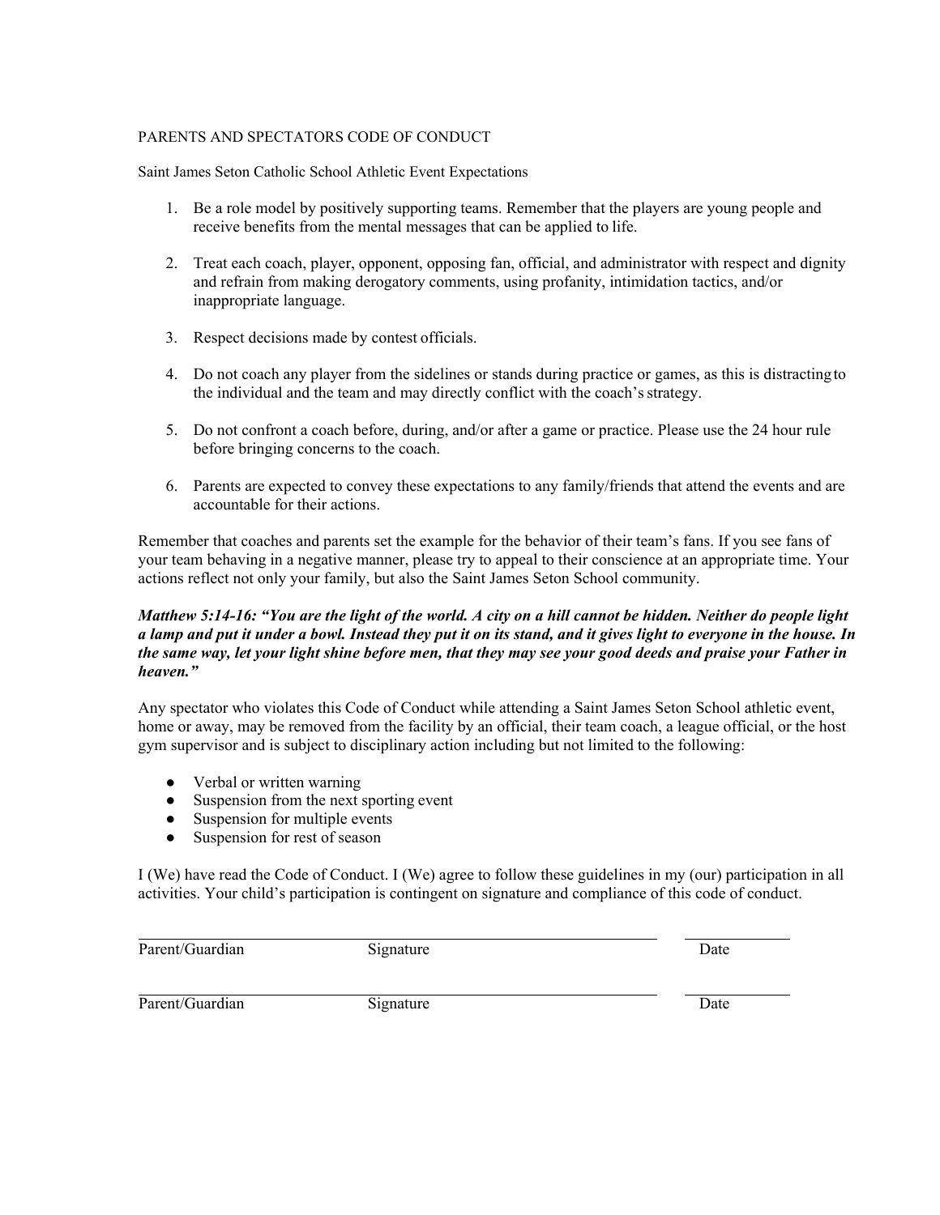PARENTS AND SPECTATORS CODE OF CONDUCT

Saint James Seton Catholic School Athletic Event Expectations

1. Be a role model by positively supporting teams. Remember that the players are young people and receive benefits from the mental messages that can be applied to life.

2. Treat each coach, player, opponent, opposing fan, official, and administrator with respect and dignity and refrain from making derogatory comments, using profanity, intimidation tactics, and/or inappropriate language.

3. Respect decisions made by contest officials.

4. Do not coach any player from the sidelines or stands during practice or games, as this is distracting to the individual and the team and may directly conflict with the coach's strategy.

5. Do not confront a coach before, during, and/or after a game or practice. Please use the 24 hour rule before bringing concerns to the coach.

6. Parents are expected to convey these expectations to any family/friends that attend the events and are accountable for their actions.

Remember that coaches and parents set the example for the behavior of their team's fans. If you see fans of your team behaving in a negative manner, please try to appeal to their conscience at an appropriate time. Your actions reflect not only your family, but also the Saint James Seton School community.

***Matthew 5:14-16: "You are the light of the world. A city on a hill cannot be hidden. Neither do people light a lamp and put it under a bowl. Instead they put it on its stand, and it gives light to everyone in the house. In the same way, let your light shine before men, that they may see your good deeds and praise your Father in heaven."***

Any spectator who violates this Code of Conduct while attending a Saint James Seton School athletic event, home or away, may be removed from the facility by an official, their team coach, a league official, or the host gym supervisor and is subject to disciplinary action including but not limited to the following:

- Verbal or written warning
- Suspension from the next sporting event
- Suspension for multiple events
- Suspension for rest of season

I (We) have read the Code of Conduct. I (We) agree to follow these guidelines in my (our) participation in all activities. Your child's participation is contingent on signature and compliance of this code of conduct.

______________________________________________ __________
Parent/Guardian Signature Date

______________________________________________ __________
Parent/Guardian Signature Date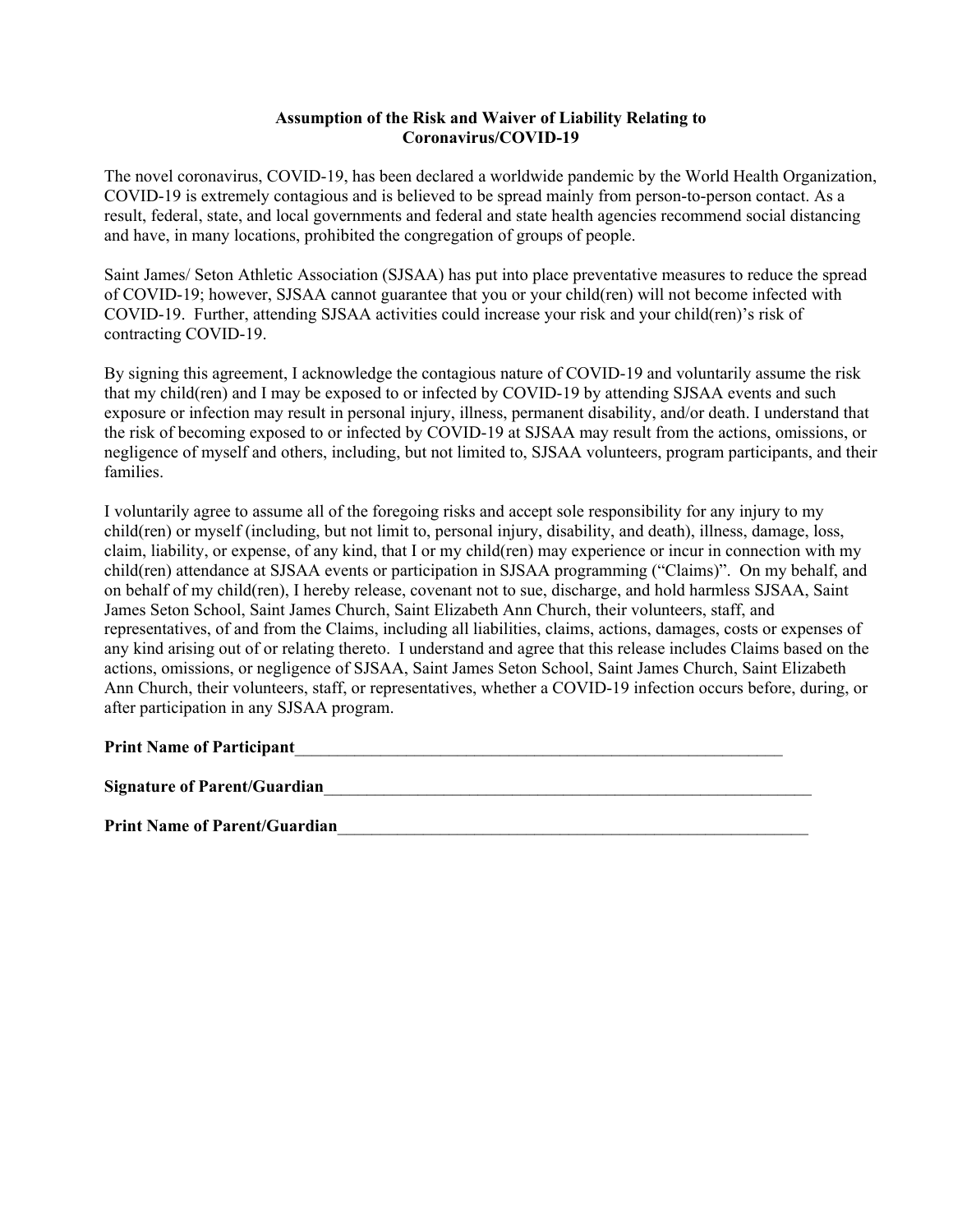**Assumption of the Risk and Waiver of Liability Relating to Coronavirus/COVID-19**

The novel coronavirus, COVID-19, has been declared a worldwide pandemic by the World Health Organization, COVID-19 is extremely contagious and is believed to be spread mainly from person-to-person contact. As a result, federal, state, and local governments and federal and state health agencies recommend social distancing and have, in many locations, prohibited the congregation of groups of people.

Saint James/ Seton Athletic Association (SJSAA) has put into place preventative measures to reduce the spread of COVID-19; however, SJSAA cannot guarantee that you or your child(ren) will not become infected with COVID-19. Further, attending SJSAA activities could increase your risk and your child(ren)'s risk of contracting COVID-19.

By signing this agreement, I acknowledge the contagious nature of COVID-19 and voluntarily assume the risk that my child(ren) and I may be exposed to or infected by COVID-19 by attending SJSAA events and such exposure or infection may result in personal injury, illness, permanent disability, and/or death. I understand that the risk of becoming exposed to or infected by COVID-19 at SJSAA may result from the actions, omissions, or negligence of myself and others, including, but not limited to, SJSAA volunteers, program participants, and their families.

I voluntarily agree to assume all of the foregoing risks and accept sole responsibility for any injury to my child(ren) or myself (including, but not limit to, personal injury, disability, and death), illness, damage, loss, claim, liability, or expense, of any kind, that I or my child(ren) may experience or incur in connection with my child(ren) attendance at SJSAA events or participation in SJSAA programming ("Claims"). On my behalf, and on behalf of my child(ren), I hereby release, covenant not to sue, discharge, and hold harmless SJSAA, Saint James Seton School, Saint James Church, Saint Elizabeth Ann Church, their volunteers, staff, and representatives, of and from the Claims, including all liabilities, claims, actions, damages, costs or expenses of any kind arising out of or relating thereto. I understand and agree that this release includes Claims based on the actions, omissions, or negligence of SJSAA, Saint James Seton School, Saint James Church, Saint Elizabeth Ann Church, their volunteers, staff, or representatives, whether a COVID-19 infection occurs before, during, or after participation in any SJSAA program.

**Print Name of Participant**_____________________________________________________________

**Signature of Parent/Guardian**_____________________________________________________________

**Print Name of Parent/Guardian**___________________________________________________________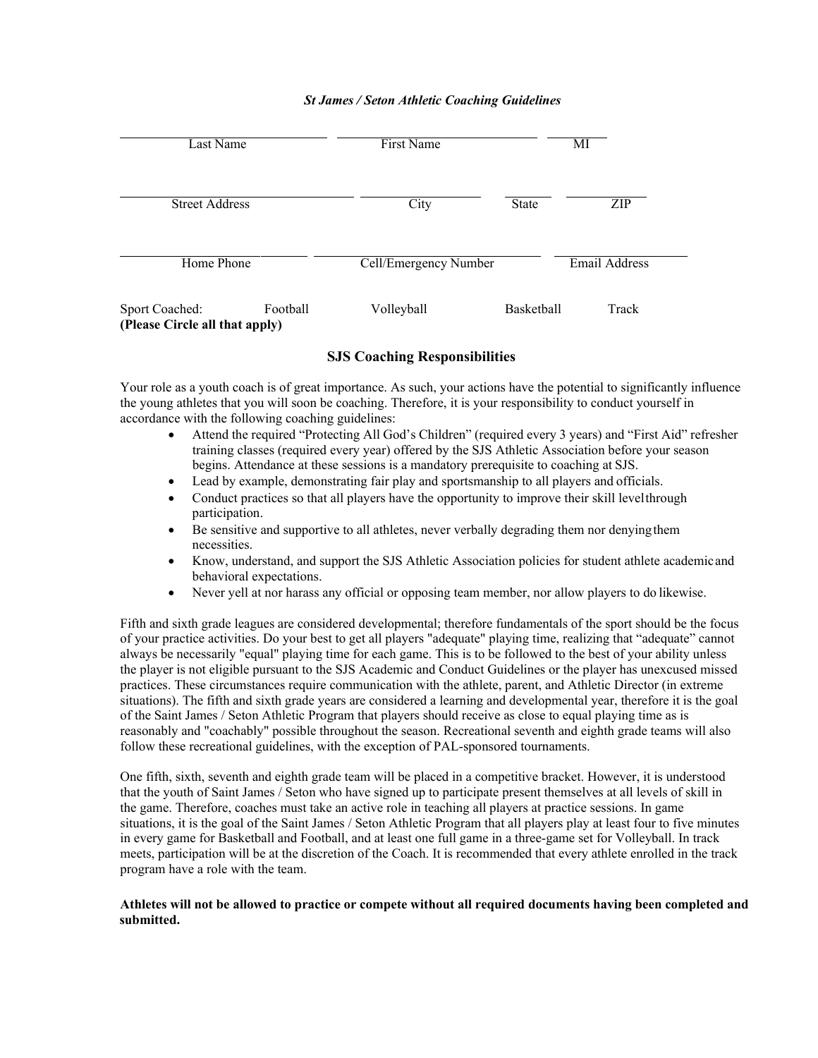***St James / Seton Athletic Coaching Guidelines***

| Last Name | First Name | MI |
|---|---|---|
| | | |

| Street Address | City | State | ZIP |
|---|---|---|---|
| | | | |

| Home Phone | Cell/Emergency Number | Email Address |
|---|---|---|
| | | |

Sport Coached: Football Volleyball Basketball Track
**(Please Circle all that apply)**

## SJS Coaching Responsibilities

Your role as a youth coach is of great importance. As such, your actions have the potential to significantly influence the young athletes that you will soon be coaching. Therefore, it is your responsibility to conduct yourself in accordance with the following coaching guidelines:

- Attend the required "Protecting All God's Children" (required every 3 years) and "First Aid" refresher training classes (required every year) offered by the SJS Athletic Association before your season begins. Attendance at these sessions is a mandatory prerequisite to coaching at SJS.
- Lead by example, demonstrating fair play and sportsmanship to all players and officials.
- Conduct practices so that all players have the opportunity to improve their skill level through participation.
- Be sensitive and supportive to all athletes, never verbally degrading them nor denying them necessities.
- Know, understand, and support the SJS Athletic Association policies for student athlete academic and behavioral expectations.
- Never yell at nor harass any official or opposing team member, nor allow players to do likewise.

Fifth and sixth grade leagues are considered developmental; therefore fundamentals of the sport should be the focus of your practice activities. Do your best to get all players "adequate" playing time, realizing that "adequate" cannot always be necessarily "equal" playing time for each game. This is to be followed to the best of your ability unless the player is not eligible pursuant to the SJS Academic and Conduct Guidelines or the player has unexcused missed practices. These circumstances require communication with the athlete, parent, and Athletic Director (in extreme situations). The fifth and sixth grade years are considered a learning and developmental year, therefore it is the goal of the Saint James / Seton Athletic Program that players should receive as close to equal playing time as is reasonably and "coachably" possible throughout the season. Recreational seventh and eighth grade teams will also follow these recreational guidelines, with the exception of PAL-sponsored tournaments.

One fifth, sixth, seventh and eighth grade team will be placed in a competitive bracket. However, it is understood that the youth of Saint James / Seton who have signed up to participate present themselves at all levels of skill in the game. Therefore, coaches must take an active role in teaching all players at practice sessions. In game situations, it is the goal of the Saint James / Seton Athletic Program that all players play at least four to five minutes in every game for Basketball and Football, and at least one full game in a three-game set for Volleyball. In track meets, participation will be at the discretion of the Coach. It is recommended that every athlete enrolled in the track program have a role with the team.

**Athletes will not be allowed to practice or compete without all required documents having been completed and submitted.**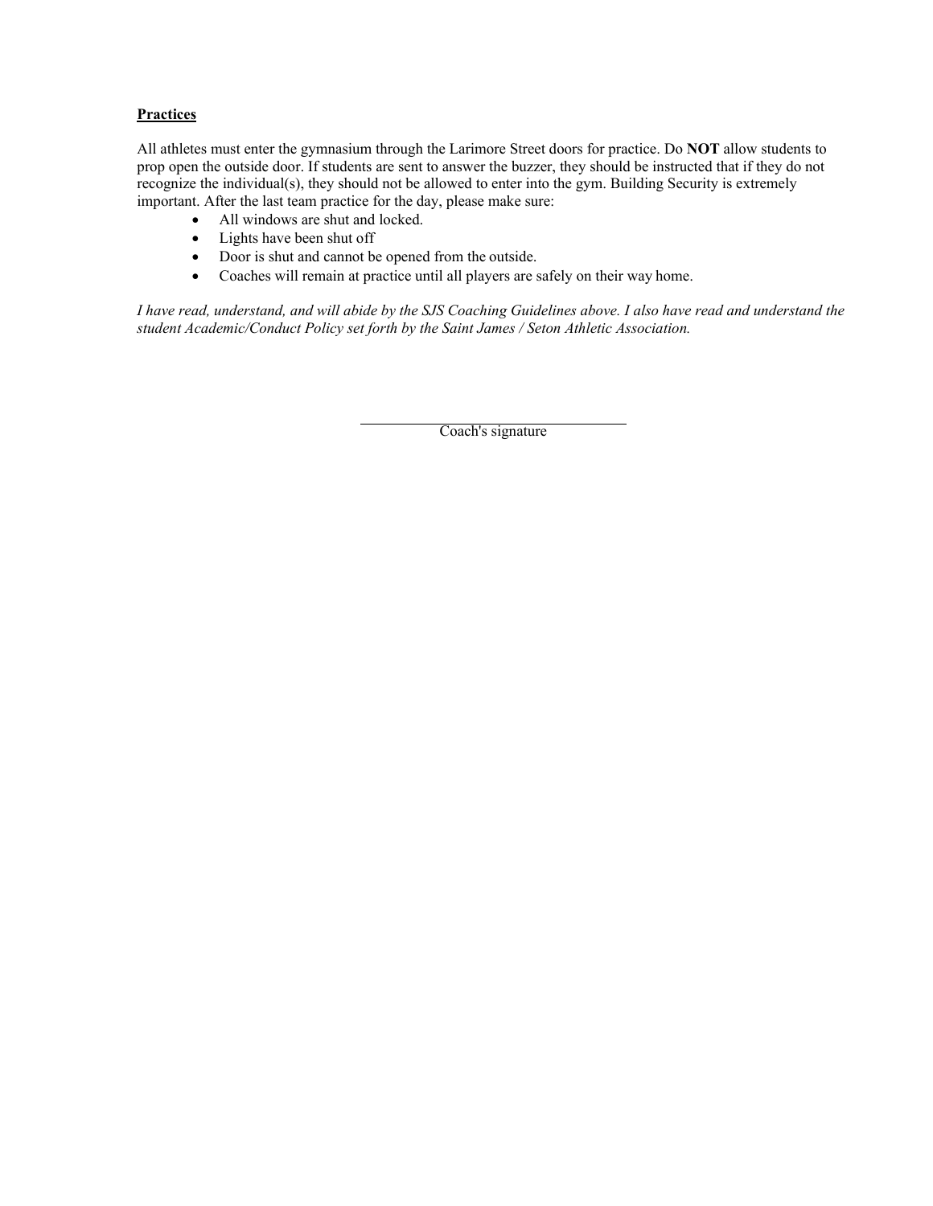**Practices**

All athletes must enter the gymnasium through the Larimore Street doors for practice. Do **NOT** allow students to prop open the outside door. If students are sent to answer the buzzer, they should be instructed that if they do not recognize the individual(s), they should not be allowed to enter into the gym. Building Security is extremely important. After the last team practice for the day, please make sure:

- All windows are shut and locked.
- Lights have been shut off
- Door is shut and cannot be opened from the outside.
- Coaches will remain at practice until all players are safely on their way home.

*I have read, understand, and will abide by the SJS Coaching Guidelines above. I also have read and understand the student Academic/Conduct Policy set forth by the Saint James / Seton Athletic Association.*

\_\_\_\_\_\_\_\_\_\_\_\_\_\_\_\_\_\_\_\_\_\_\_\_\_\_\_\_\_\_

Coach's signature